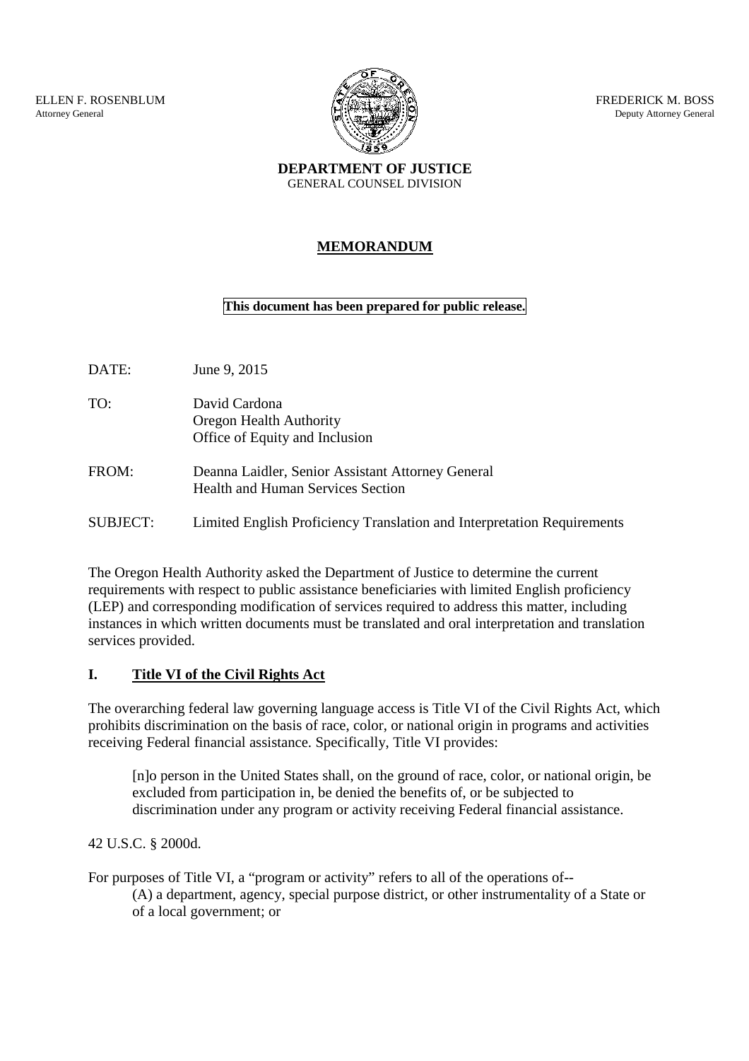ELLEN F. ROSENBLUM
Attorney General

FREDERICK M. BOSS
Deputy Attorney General

**DEPARTMENT OF JUSTICE**
GENERAL COUNSEL DIVISION

# MEMORANDUM

**This document has been prepared for public release.**

DATE: June 9, 2015

TO: David Cardona
Oregon Health Authority
Office of Equity and Inclusion

FROM: Deanna Laidler, Senior Assistant Attorney General
Health and Human Services Section

SUBJECT: Limited English Proficiency Translation and Interpretation Requirements

The Oregon Health Authority asked the Department of Justice to determine the current requirements with respect to public assistance beneficiaries with limited English proficiency (LEP) and corresponding modification of services required to address this matter, including instances in which written documents must be translated and oral interpretation and translation services provided.

## I. Title VI of the Civil Rights Act

The overarching federal law governing language access is Title VI of the Civil Rights Act, which prohibits discrimination on the basis of race, color, or national origin in programs and activities receiving Federal financial assistance. Specifically, Title VI provides:

> [n]o person in the United States shall, on the ground of race, color, or national origin, be excluded from participation in, be denied the benefits of, or be subjected to discrimination under any program or activity receiving Federal financial assistance.

42 U.S.C. § 2000d.

For purposes of Title VI, a "program or activity" refers to all of the operations of--

(A) a department, agency, special purpose district, or other instrumentality of a State or of a local government; or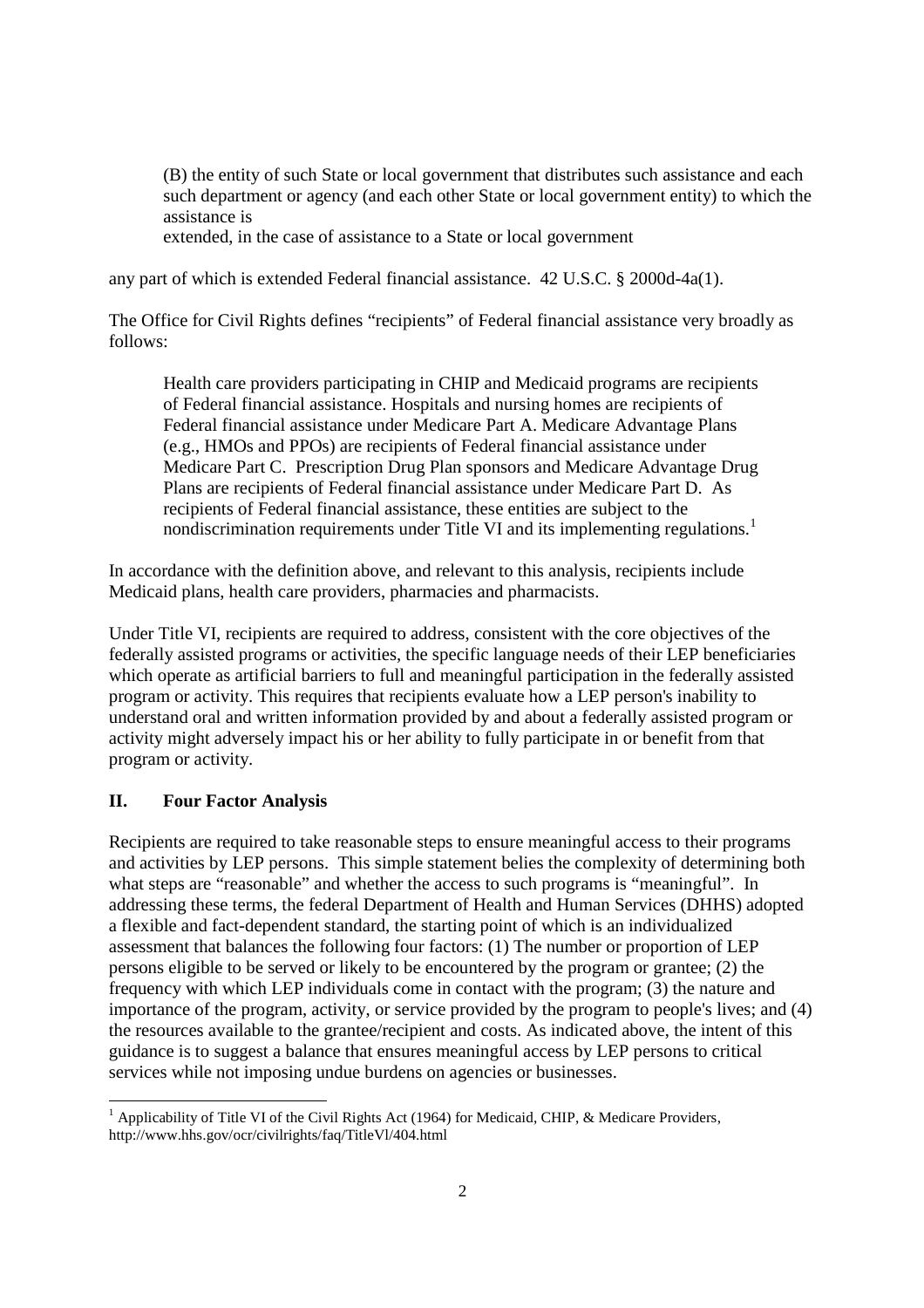> (B) the entity of such State or local government that distributes such assistance and each such department or agency (and each other State or local government entity) to which the assistance is
> extended, in the case of assistance to a State or local government

any part of which is extended Federal financial assistance. 42 U.S.C. § 2000d-4a(1).

The Office for Civil Rights defines "recipients" of Federal financial assistance very broadly as follows:

> Health care providers participating in CHIP and Medicaid programs are recipients of Federal financial assistance. Hospitals and nursing homes are recipients of Federal financial assistance under Medicare Part A. Medicare Advantage Plans (e.g., HMOs and PPOs) are recipients of Federal financial assistance under Medicare Part C. Prescription Drug Plan sponsors and Medicare Advantage Drug Plans are recipients of Federal financial assistance under Medicare Part D. As recipients of Federal financial assistance, these entities are subject to the nondiscrimination requirements under Title VI and its implementing regulations.[1]

In accordance with the definition above, and relevant to this analysis, recipients include Medicaid plans, health care providers, pharmacies and pharmacists.

Under Title VI, recipients are required to address, consistent with the core objectives of the federally assisted programs or activities, the specific language needs of their LEP beneficiaries which operate as artificial barriers to full and meaningful participation in the federally assisted program or activity. This requires that recipients evaluate how a LEP person's inability to understand oral and written information provided by and about a federally assisted program or activity might adversely impact his or her ability to fully participate in or benefit from that program or activity.

## II. Four Factor Analysis

Recipients are required to take reasonable steps to ensure meaningful access to their programs and activities by LEP persons. This simple statement belies the complexity of determining both what steps are "reasonable" and whether the access to such programs is "meaningful". In addressing these terms, the federal Department of Health and Human Services (DHHS) adopted a flexible and fact-dependent standard, the starting point of which is an individualized assessment that balances the following four factors: (1) The number or proportion of LEP persons eligible to be served or likely to be encountered by the program or grantee; (2) the frequency with which LEP individuals come in contact with the program; (3) the nature and importance of the program, activity, or service provided by the program to people's lives; and (4) the resources available to the grantee/recipient and costs. As indicated above, the intent of this guidance is to suggest a balance that ensures meaningful access by LEP persons to critical services while not imposing undue burdens on agencies or businesses.

---

[1] Applicability of Title VI of the Civil Rights Act (1964) for Medicaid, CHIP, & Medicare Providers, http://www.hhs.gov/ocr/civilrights/faq/TitleVl/404.html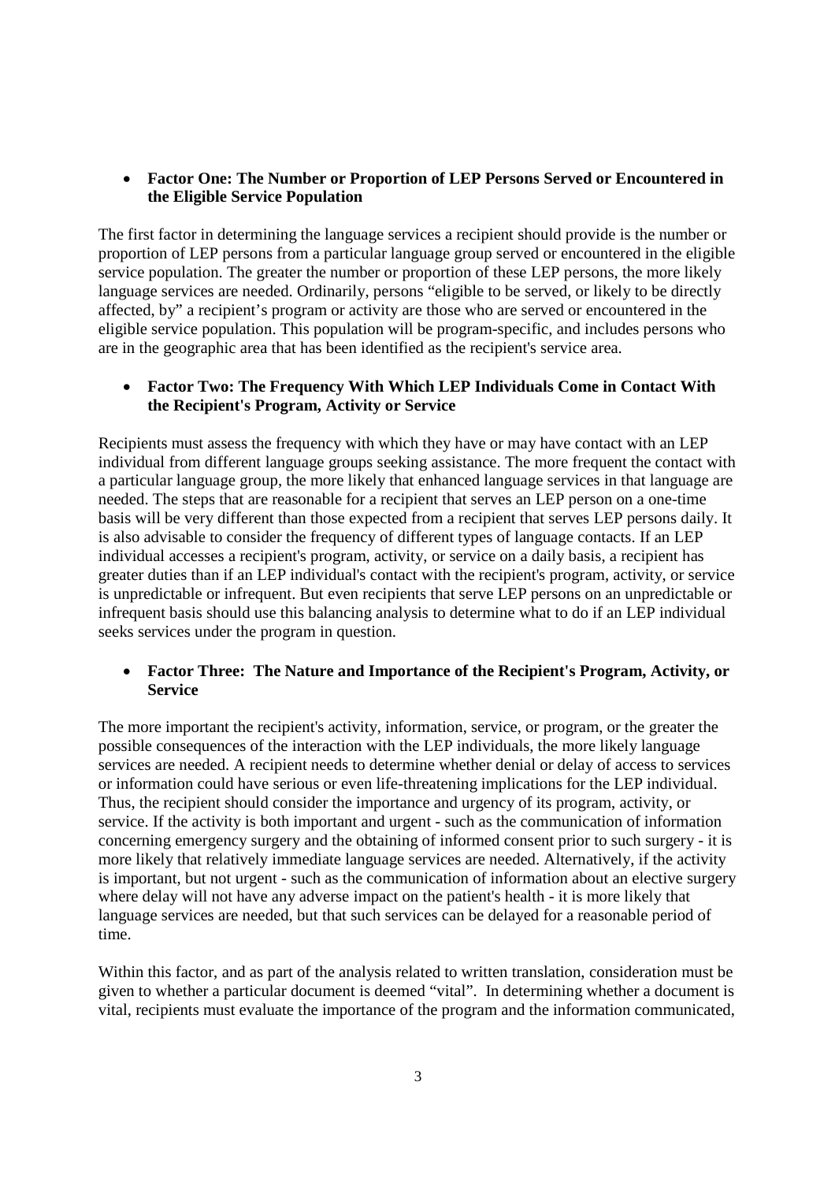- **Factor One: The Number or Proportion of LEP Persons Served or Encountered in the Eligible Service Population**

The first factor in determining the language services a recipient should provide is the number or proportion of LEP persons from a particular language group served or encountered in the eligible service population. The greater the number or proportion of these LEP persons, the more likely language services are needed. Ordinarily, persons "eligible to be served, or likely to be directly affected, by" a recipient's program or activity are those who are served or encountered in the eligible service population. This population will be program-specific, and includes persons who are in the geographic area that has been identified as the recipient's service area.

- **Factor Two: The Frequency With Which LEP Individuals Come in Contact With the Recipient's Program, Activity or Service**

Recipients must assess the frequency with which they have or may have contact with an LEP individual from different language groups seeking assistance. The more frequent the contact with a particular language group, the more likely that enhanced language services in that language are needed. The steps that are reasonable for a recipient that serves an LEP person on a one-time basis will be very different than those expected from a recipient that serves LEP persons daily. It is also advisable to consider the frequency of different types of language contacts. If an LEP individual accesses a recipient's program, activity, or service on a daily basis, a recipient has greater duties than if an LEP individual's contact with the recipient's program, activity, or service is unpredictable or infrequent. But even recipients that serve LEP persons on an unpredictable or infrequent basis should use this balancing analysis to determine what to do if an LEP individual seeks services under the program in question.

- **Factor Three: The Nature and Importance of the Recipient's Program, Activity, or Service**

The more important the recipient's activity, information, service, or program, or the greater the possible consequences of the interaction with the LEP individuals, the more likely language services are needed. A recipient needs to determine whether denial or delay of access to services or information could have serious or even life-threatening implications for the LEP individual. Thus, the recipient should consider the importance and urgency of its program, activity, or service. If the activity is both important and urgent - such as the communication of information concerning emergency surgery and the obtaining of informed consent prior to such surgery - it is more likely that relatively immediate language services are needed. Alternatively, if the activity is important, but not urgent - such as the communication of information about an elective surgery where delay will not have any adverse impact on the patient's health - it is more likely that language services are needed, but that such services can be delayed for a reasonable period of time.

Within this factor, and as part of the analysis related to written translation, consideration must be given to whether a particular document is deemed "vital". In determining whether a document is vital, recipients must evaluate the importance of the program and the information communicated,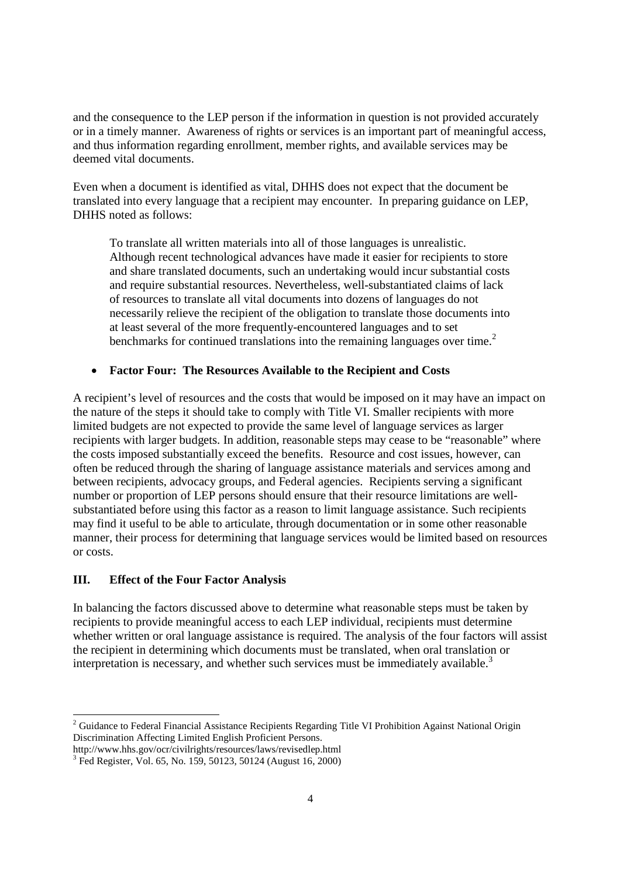and the consequence to the LEP person if the information in question is not provided accurately or in a timely manner. Awareness of rights or services is an important part of meaningful access, and thus information regarding enrollment, member rights, and available services may be deemed vital documents.

Even when a document is identified as vital, DHHS does not expect that the document be translated into every language that a recipient may encounter. In preparing guidance on LEP, DHHS noted as follows:

> To translate all written materials into all of those languages is unrealistic. Although recent technological advances have made it easier for recipients to store and share translated documents, such an undertaking would incur substantial costs and require substantial resources. Nevertheless, well-substantiated claims of lack of resources to translate all vital documents into dozens of languages do not necessarily relieve the recipient of the obligation to translate those documents into at least several of the more frequently-encountered languages and to set benchmarks for continued translations into the remaining languages over time.[2]

- **Factor Four: The Resources Available to the Recipient and Costs**

A recipient's level of resources and the costs that would be imposed on it may have an impact on the nature of the steps it should take to comply with Title VI. Smaller recipients with more limited budgets are not expected to provide the same level of language services as larger recipients with larger budgets. In addition, reasonable steps may cease to be "reasonable" where the costs imposed substantially exceed the benefits. Resource and cost issues, however, can often be reduced through the sharing of language assistance materials and services among and between recipients, advocacy groups, and Federal agencies. Recipients serving a significant number or proportion of LEP persons should ensure that their resource limitations are well-substantiated before using this factor as a reason to limit language assistance. Such recipients may find it useful to be able to articulate, through documentation or in some other reasonable manner, their process for determining that language services would be limited based on resources or costs.

## III. Effect of the Four Factor Analysis

In balancing the factors discussed above to determine what reasonable steps must be taken by recipients to provide meaningful access to each LEP individual, recipients must determine whether written or oral language assistance is required. The analysis of the four factors will assist the recipient in determining which documents must be translated, when oral translation or interpretation is necessary, and whether such services must be immediately available.[3]

---

[2] Guidance to Federal Financial Assistance Recipients Regarding Title VI Prohibition Against National Origin Discrimination Affecting Limited English Proficient Persons.
http://www.hhs.gov/ocr/civilrights/resources/laws/revisedlep.html

[3] Fed Register, Vol. 65, No. 159, 50123, 50124 (August 16, 2000)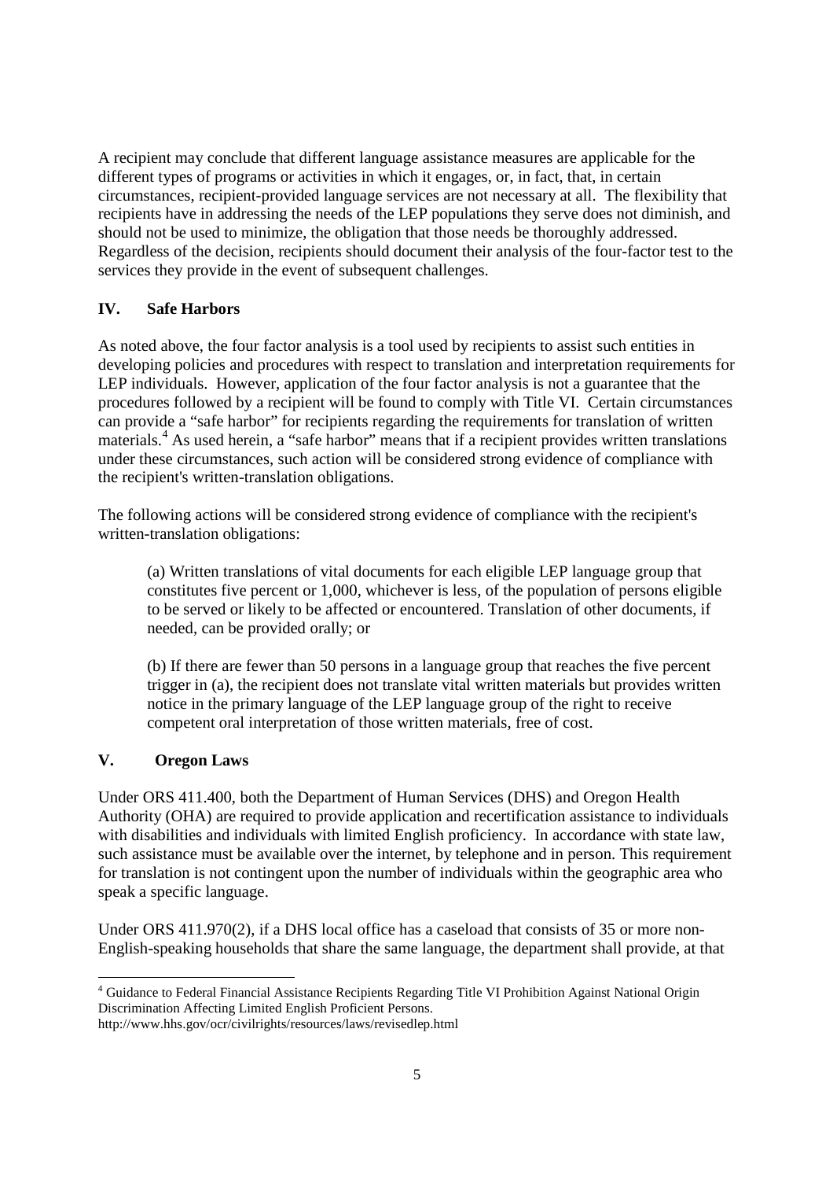A recipient may conclude that different language assistance measures are applicable for the different types of programs or activities in which it engages, or, in fact, that, in certain circumstances, recipient-provided language services are not necessary at all. The flexibility that recipients have in addressing the needs of the LEP populations they serve does not diminish, and should not be used to minimize, the obligation that those needs be thoroughly addressed. Regardless of the decision, recipients should document their analysis of the four-factor test to the services they provide in the event of subsequent challenges.

## IV. Safe Harbors

As noted above, the four factor analysis is a tool used by recipients to assist such entities in developing policies and procedures with respect to translation and interpretation requirements for LEP individuals. However, application of the four factor analysis is not a guarantee that the procedures followed by a recipient will be found to comply with Title VI. Certain circumstances can provide a "safe harbor" for recipients regarding the requirements for translation of written materials.[4] As used herein, a "safe harbor" means that if a recipient provides written translations under these circumstances, such action will be considered strong evidence of compliance with the recipient's written-translation obligations.

The following actions will be considered strong evidence of compliance with the recipient's written-translation obligations:

(a) Written translations of vital documents for each eligible LEP language group that constitutes five percent or 1,000, whichever is less, of the population of persons eligible to be served or likely to be affected or encountered. Translation of other documents, if needed, can be provided orally; or

(b) If there are fewer than 50 persons in a language group that reaches the five percent trigger in (a), the recipient does not translate vital written materials but provides written notice in the primary language of the LEP language group of the right to receive competent oral interpretation of those written materials, free of cost.

## V. Oregon Laws

Under ORS 411.400, both the Department of Human Services (DHS) and Oregon Health Authority (OHA) are required to provide application and recertification assistance to individuals with disabilities and individuals with limited English proficiency. In accordance with state law, such assistance must be available over the internet, by telephone and in person. This requirement for translation is not contingent upon the number of individuals within the geographic area who speak a specific language.

Under ORS 411.970(2), if a DHS local office has a caseload that consists of 35 or more non-English-speaking households that share the same language, the department shall provide, at that

---

[4] Guidance to Federal Financial Assistance Recipients Regarding Title VI Prohibition Against National Origin Discrimination Affecting Limited English Proficient Persons.
http://www.hhs.gov/ocr/civilrights/resources/laws/revisedlep.html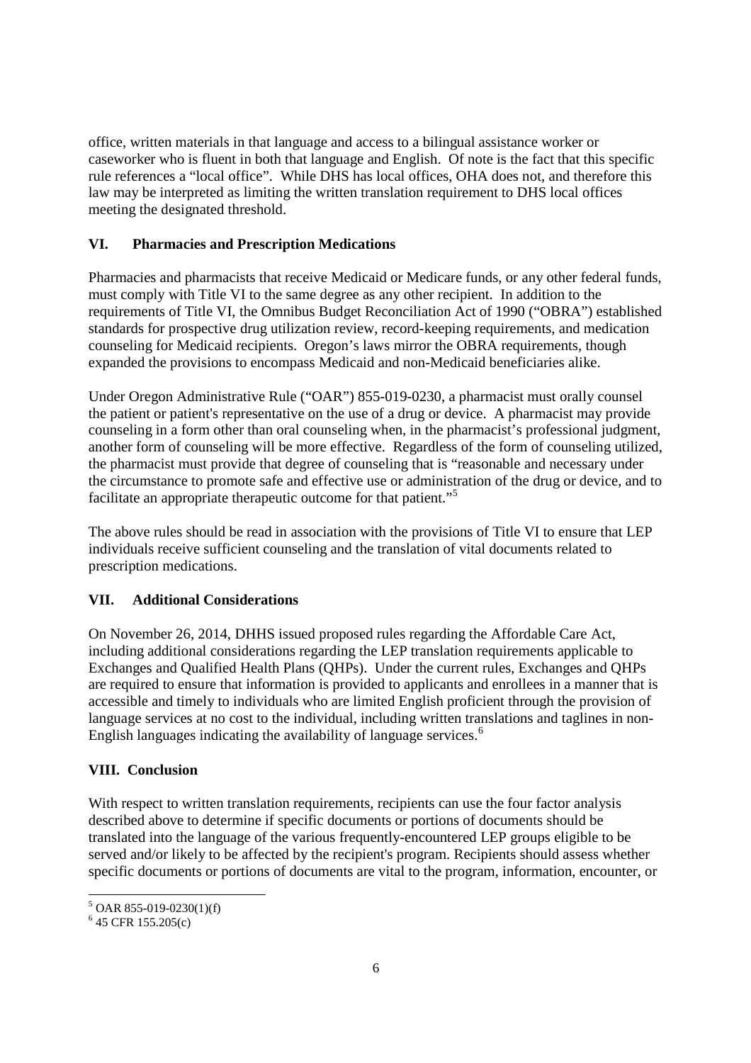office, written materials in that language and access to a bilingual assistance worker or caseworker who is fluent in both that language and English. Of note is the fact that this specific rule references a "local office". While DHS has local offices, OHA does not, and therefore this law may be interpreted as limiting the written translation requirement to DHS local offices meeting the designated threshold.

## VI. Pharmacies and Prescription Medications

Pharmacies and pharmacists that receive Medicaid or Medicare funds, or any other federal funds, must comply with Title VI to the same degree as any other recipient. In addition to the requirements of Title VI, the Omnibus Budget Reconciliation Act of 1990 ("OBRA") established standards for prospective drug utilization review, record-keeping requirements, and medication counseling for Medicaid recipients. Oregon's laws mirror the OBRA requirements, though expanded the provisions to encompass Medicaid and non-Medicaid beneficiaries alike.

Under Oregon Administrative Rule ("OAR") 855-019-0230, a pharmacist must orally counsel the patient or patient's representative on the use of a drug or device. A pharmacist may provide counseling in a form other than oral counseling when, in the pharmacist's professional judgment, another form of counseling will be more effective. Regardless of the form of counseling utilized, the pharmacist must provide that degree of counseling that is "reasonable and necessary under the circumstance to promote safe and effective use or administration of the drug or device, and to facilitate an appropriate therapeutic outcome for that patient."[5]

The above rules should be read in association with the provisions of Title VI to ensure that LEP individuals receive sufficient counseling and the translation of vital documents related to prescription medications.

## VII. Additional Considerations

On November 26, 2014, DHHS issued proposed rules regarding the Affordable Care Act, including additional considerations regarding the LEP translation requirements applicable to Exchanges and Qualified Health Plans (QHPs). Under the current rules, Exchanges and QHPs are required to ensure that information is provided to applicants and enrollees in a manner that is accessible and timely to individuals who are limited English proficient through the provision of language services at no cost to the individual, including written translations and taglines in non-English languages indicating the availability of language services.[6]

## VIII. Conclusion

With respect to written translation requirements, recipients can use the four factor analysis described above to determine if specific documents or portions of documents should be translated into the language of the various frequently-encountered LEP groups eligible to be served and/or likely to be affected by the recipient's program. Recipients should assess whether specific documents or portions of documents are vital to the program, information, encounter, or

---

[5] OAR 855-019-0230(1)(f)

[6] 45 CFR 155.205(c)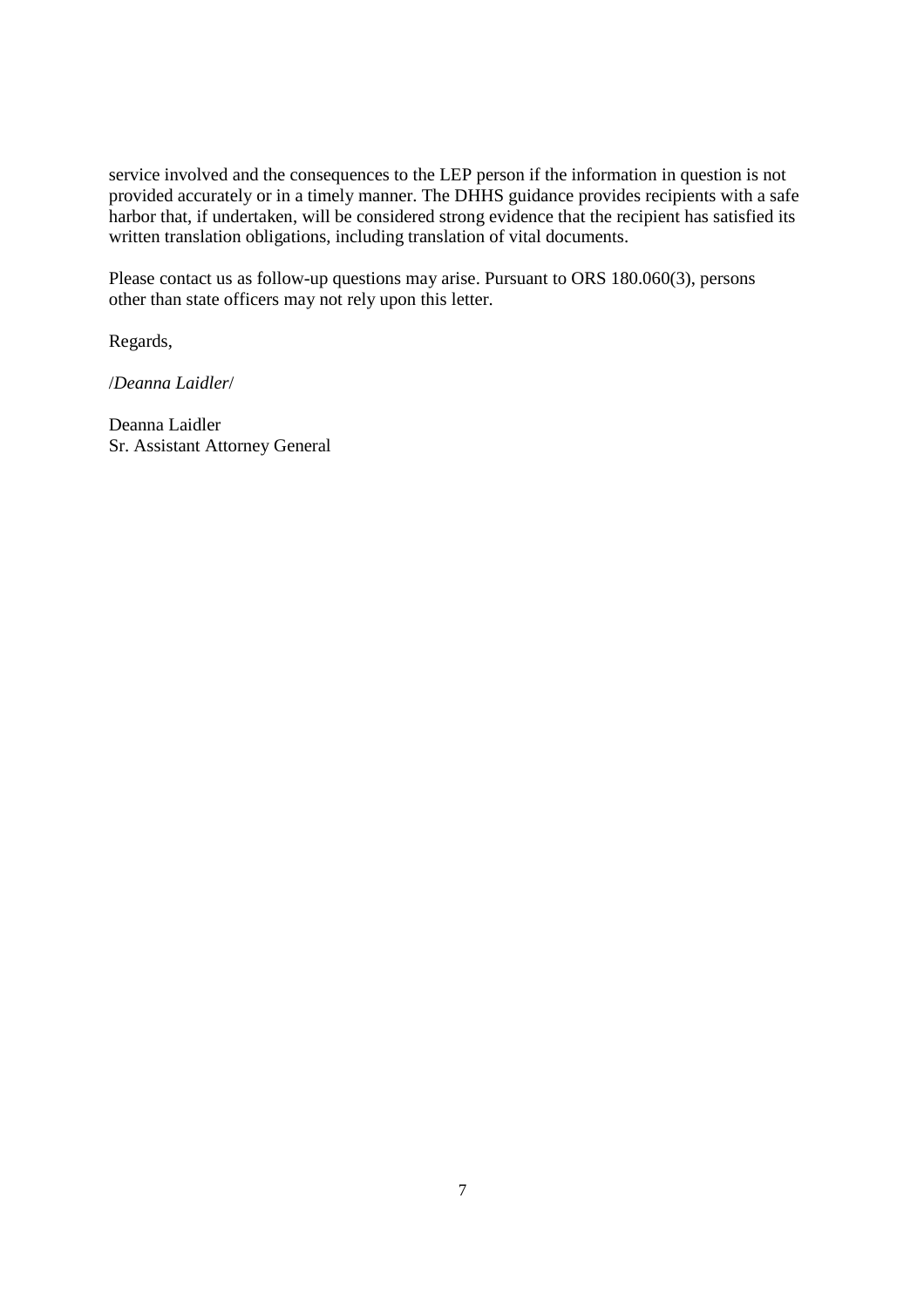service involved and the consequences to the LEP person if the information in question is not provided accurately or in a timely manner. The DHHS guidance provides recipients with a safe harbor that, if undertaken, will be considered strong evidence that the recipient has satisfied its written translation obligations, including translation of vital documents.

Please contact us as follow-up questions may arise. Pursuant to ORS 180.060(3), persons other than state officers may not rely upon this letter.

Regards,

/*Deanna Laidler*/

Deanna Laidler
Sr. Assistant Attorney General